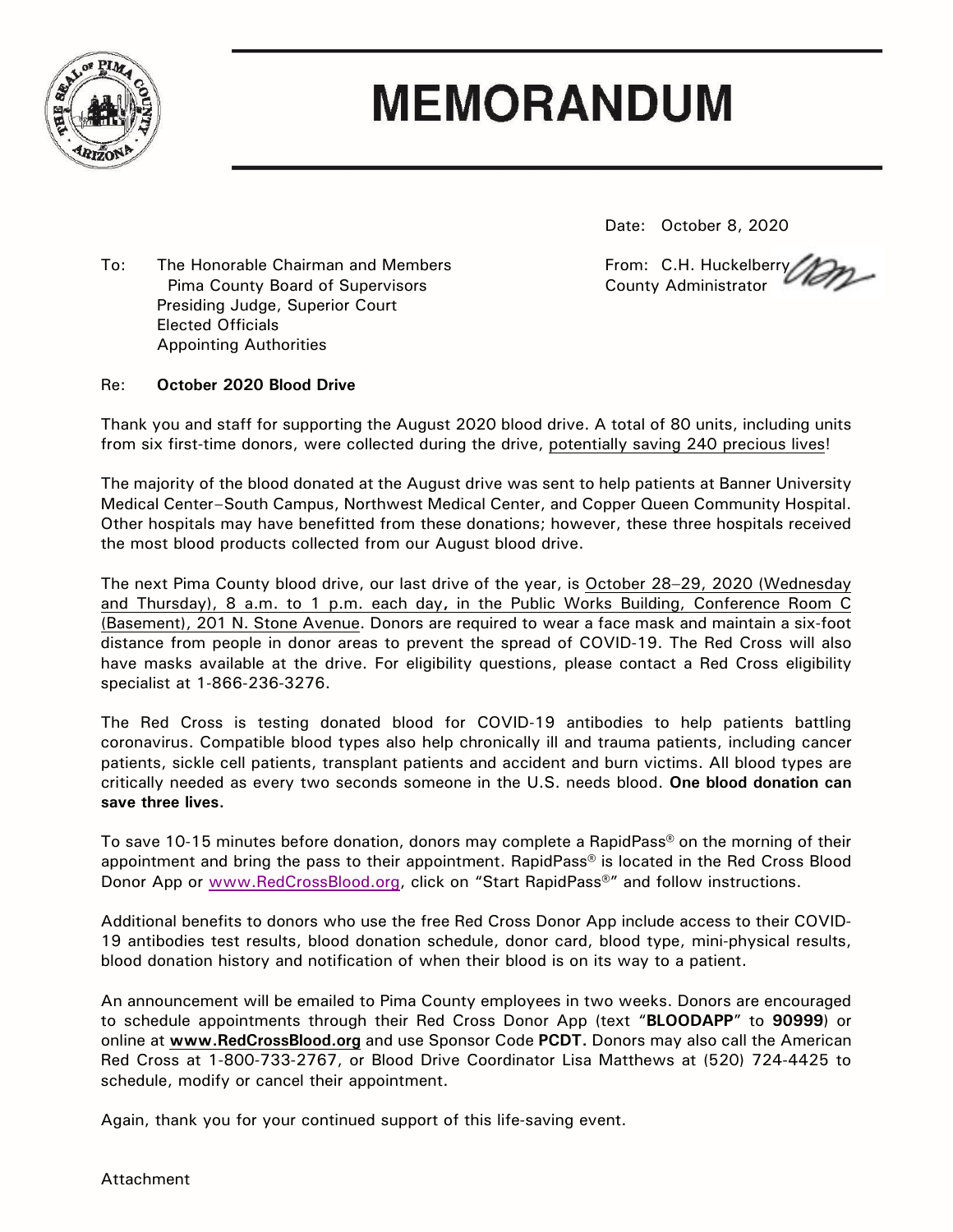// MEMORANDUM

Date: October 8, 2020

To: The Honorable Chairman and Members
Pima County Board of Supervisors
Presiding Judge, Superior Court
Elected Officials
Appointing Authorities

From: C.H. Huckelberry
County Administrator

Re: **October 2020 Blood Drive**

Thank you and staff for supporting the August 2020 blood drive. A total of 80 units, including units from six first-time donors, were collected during the drive, potentially saving 240 precious lives!

The majority of the blood donated at the August drive was sent to help patients at Banner University Medical Center–South Campus, Northwest Medical Center, and Copper Queen Community Hospital. Other hospitals may have benefitted from these donations; however, these three hospitals received the most blood products collected from our August blood drive.

The next Pima County blood drive, our last drive of the year, is October 28–29, 2020 (Wednesday and Thursday), 8 a.m. to 1 p.m. each day, in the Public Works Building, Conference Room C (Basement), 201 N. Stone Avenue. Donors are required to wear a face mask and maintain a six-foot distance from people in donor areas to prevent the spread of COVID-19. The Red Cross will also have masks available at the drive. For eligibility questions, please contact a Red Cross eligibility specialist at 1-866-236-3276.

The Red Cross is testing donated blood for COVID-19 antibodies to help patients battling coronavirus. Compatible blood types also help chronically ill and trauma patients, including cancer patients, sickle cell patients, transplant patients and accident and burn victims. All blood types are critically needed as every two seconds someone in the U.S. needs blood. **One blood donation can save three lives.**

To save 10-15 minutes before donation, donors may complete a RapidPass® on the morning of their appointment and bring the pass to their appointment. RapidPass® is located in the Red Cross Blood Donor App or www.RedCrossBlood.org, click on "Start RapidPass®" and follow instructions.

Additional benefits to donors who use the free Red Cross Donor App include access to their COVID-19 antibodies test results, blood donation schedule, donor card, blood type, mini-physical results, blood donation history and notification of when their blood is on its way to a patient.

An announcement will be emailed to Pima County employees in two weeks. Donors are encouraged to schedule appointments through their Red Cross Donor App (text "**BLOODAPP**" to **90999**) or online at **www.RedCrossBlood.org** and use Sponsor Code **PCDT.** Donors may also call the American Red Cross at 1-800-733-2767, or Blood Drive Coordinator Lisa Matthews at (520) 724-4425 to schedule, modify or cancel their appointment.

Again, thank you for your continued support of this life-saving event.

Attachment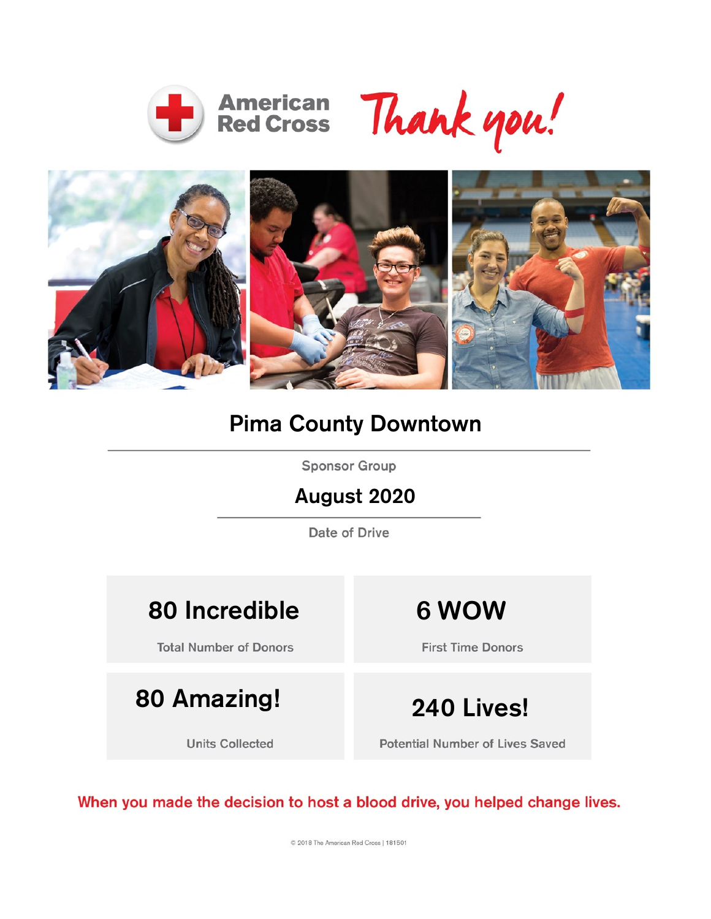# American Red Cross Thank you!

## Pima County Downtown

Sponsor Group

## August 2020

Date of Drive

| 80 Incredible | 6 WOW |
|---|---|
| Total Number of Donors | First Time Donors |
| **80 Amazing!** | **240 Lives!** |
| Units Collected | Potential Number of Lives Saved |

When you made the decision to host a blood drive, you helped change lives.

© 2018 The American Red Cross | 181501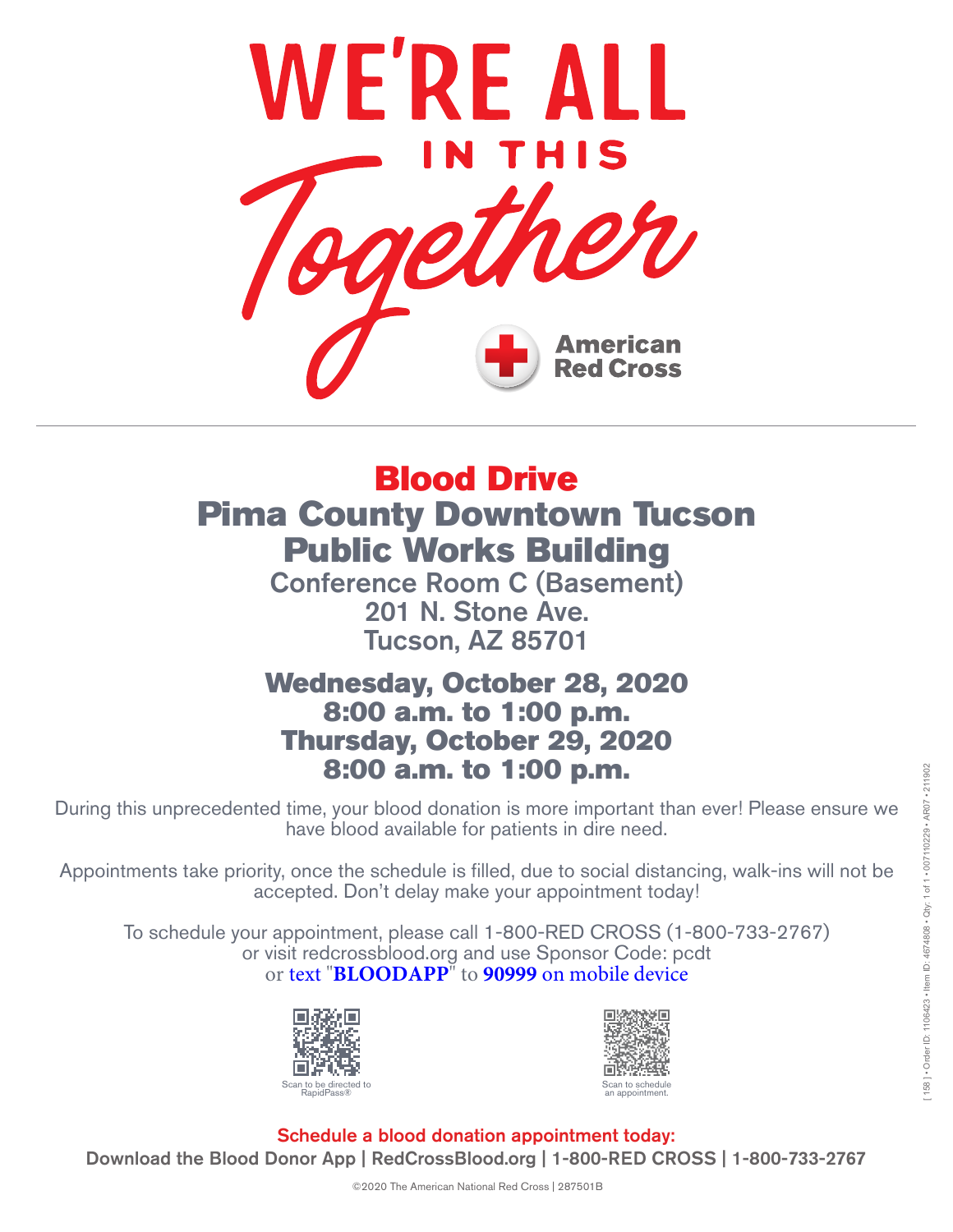# WE'RE ALL IN THIS *Together*

American Red Cross

## Blood Drive

## Pima County Downtown Tucson Public Works Building

Conference Room C (Basement)
201 N. Stone Ave.
Tucson, AZ 85701

**Wednesday, October 28, 2020**
**8:00 a.m. to 1:00 p.m.**
**Thursday, October 29, 2020**
**8:00 a.m. to 1:00 p.m.**

During this unprecedented time, your blood donation is more important than ever! Please ensure we have blood available for patients in dire need.

Appointments take priority, once the schedule is filled, due to social distancing, walk-ins will not be accepted. Don't delay make your appointment today!

To schedule your appointment, please call 1-800-RED CROSS (1-800-733-2767) or visit redcrossblood.org and use Sponsor Code: pcdt
or text "**BLOODAPP**" to **90999** on mobile device

Scan to be directed to RapidPass®

Scan to schedule an appointment.

**Schedule a blood donation appointment today:**
**Download the Blood Donor App | RedCrossBlood.org | 1-800-RED CROSS | 1-800-733-2767**

©2020 The American National Red Cross | 287501B

[ 158 ] • Order ID: 1106423 • Item ID: 4674808 • Qty: 1 of 1 • 007110229 • AR07 • 211902